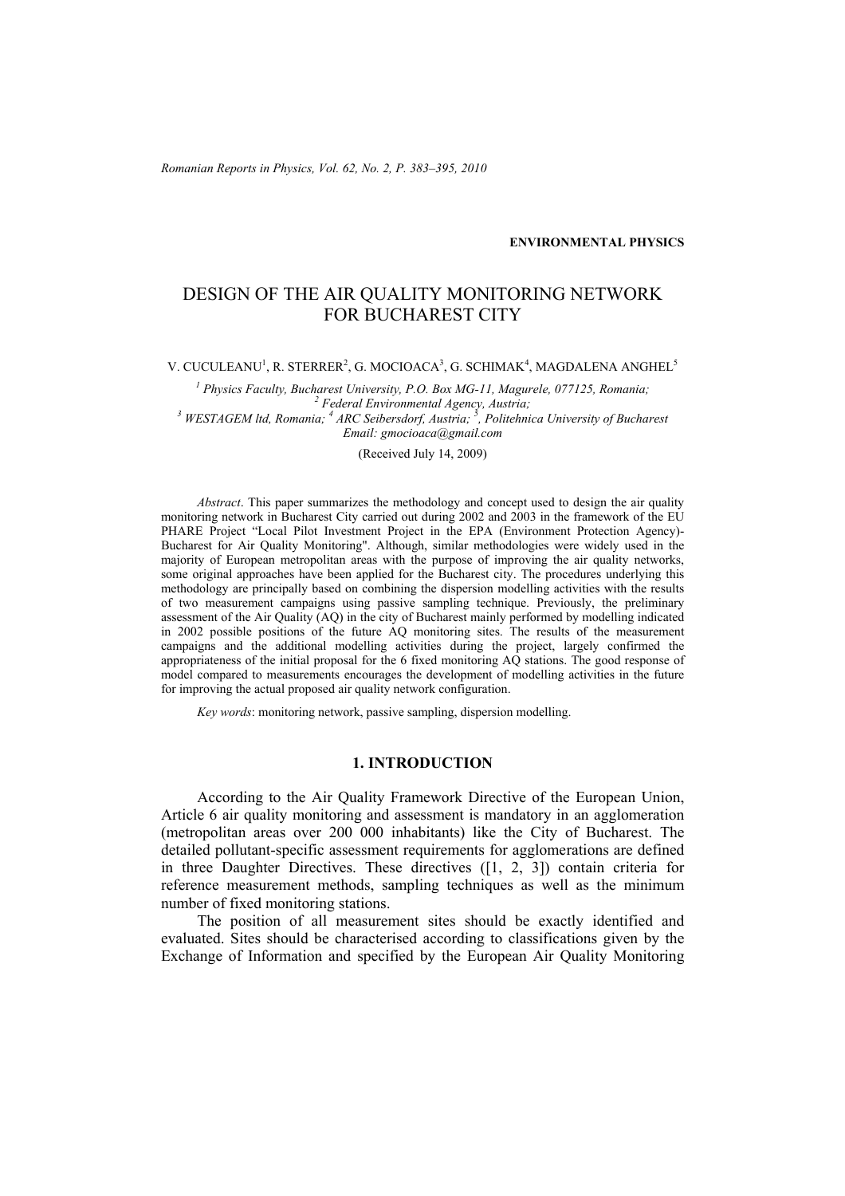ENVIRONMENTAL PHYSICS

# DESIGN OF THE AIR QUALITY MONITORING NETWORK FOR BUCHAREST CITY

V. CUCULEANU[1], R. STERRER[2], G. MOCIOACA[3], G. SCHIMAK[4], MAGDALENA ANGHEL[5]

[1] Physics Faculty, Bucharest University, P.O. Box MG-11, Magurele, 077125, Romania;
[2] Federal Environmental Agency, Austria;
[3] WESTAGEM ltd, Romania; [4] ARC Seibersdorf, Austria; [5], Politehnica University of Bucharest
Email: gmocioaca@gmail.com

(Received July 14, 2009)

*Abstract*. This paper summarizes the methodology and concept used to design the air quality monitoring network in Bucharest City carried out during 2002 and 2003 in the framework of the EU PHARE Project "Local Pilot Investment Project in the EPA (Environment Protection Agency)-Bucharest for Air Quality Monitoring". Although, similar methodologies were widely used in the majority of European metropolitan areas with the purpose of improving the air quality networks, some original approaches have been applied for the Bucharest city. The procedures underlying this methodology are principally based on combining the dispersion modelling activities with the results of two measurement campaigns using passive sampling technique. Previously, the preliminary assessment of the Air Quality (AQ) in the city of Bucharest mainly performed by modelling indicated in 2002 possible positions of the future AQ monitoring sites. The results of the measurement campaigns and the additional modelling activities during the project, largely confirmed the appropriateness of the initial proposal for the 6 fixed monitoring AQ stations. The good response of model compared to measurements encourages the development of modelling activities in the future for improving the actual proposed air quality network configuration.

*Key words*: monitoring network, passive sampling, dispersion modelling.

## 1. INTRODUCTION

According to the Air Quality Framework Directive of the European Union, Article 6 air quality monitoring and assessment is mandatory in an agglomeration (metropolitan areas over 200 000 inhabitants) like the City of Bucharest. The detailed pollutant-specific assessment requirements for agglomerations are defined in three Daughter Directives. These directives ([1, 2, 3]) contain criteria for reference measurement methods, sampling techniques as well as the minimum number of fixed monitoring stations.

The position of all measurement sites should be exactly identified and evaluated. Sites should be characterised according to classifications given by the Exchange of Information and specified by the European Air Quality Monitoring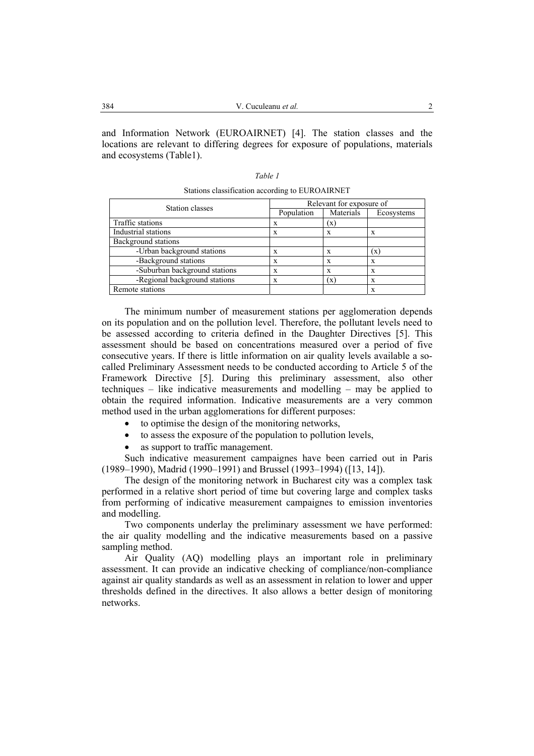and Information Network (EUROAIRNET) [4]. The station classes and the locations are relevant to differing degrees for exposure of populations, materials and ecosystems (Table1).

*Table 1*

Stations classification according to EUROAIRNET

| Station classes | Relevant for exposure of | | |
|---|---|---|---|
| | Population | Materials | Ecosystems |
| Traffic stations | x | (x) | |
| Industrial stations | x | x | x |
| Background stations | | | |
| -Urban background stations | x | x | (x) |
| -Background stations | x | x | x |
| -Suburban background stations | x | x | x |
| -Regional background stations | x | (x) | x |
| Remote stations | | | x |

The minimum number of measurement stations per agglomeration depends on its population and on the pollution level. Therefore, the pollutant levels need to be assessed according to criteria defined in the Daughter Directives [5]. This assessment should be based on concentrations measured over a period of five consecutive years. If there is little information on air quality levels available a so-called Preliminary Assessment needs to be conducted according to Article 5 of the Framework Directive [5]. During this preliminary assessment, also other techniques – like indicative measurements and modelling – may be applied to obtain the required information. Indicative measurements are a very common method used in the urban agglomerations for different purposes:

- to optimise the design of the monitoring networks,
- to assess the exposure of the population to pollution levels,
- as support to traffic management.

Such indicative measurement campaignes have been carried out in Paris (1989–1990), Madrid (1990–1991) and Brussel (1993–1994) ([13, 14]).

The design of the monitoring network in Bucharest city was a complex task performed in a relative short period of time but covering large and complex tasks from performing of indicative measurement campaignes to emission inventories and modelling.

Two components underlay the preliminary assessment we have performed: the air quality modelling and the indicative measurements based on a passive sampling method.

Air Quality (AQ) modelling plays an important role in preliminary assessment. It can provide an indicative checking of compliance/non-compliance against air quality standards as well as an assessment in relation to lower and upper thresholds defined in the directives. It also allows a better design of monitoring networks.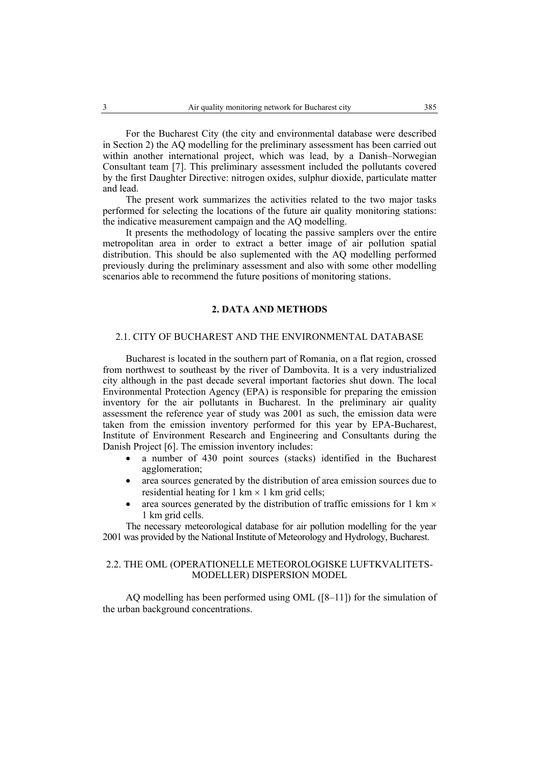For the Bucharest City (the city and environmental database were described in Section 2) the AQ modelling for the preliminary assessment has been carried out within another international project, which was lead, by a Danish–Norwegian Consultant team [7]. This preliminary assessment included the pollutants covered by the first Daughter Directive: nitrogen oxides, sulphur dioxide, particulate matter and lead.

The present work summarizes the activities related to the two major tasks performed for selecting the locations of the future air quality monitoring stations: the indicative measurement campaign and the AQ modelling.

It presents the methodology of locating the passive samplers over the entire metropolitan area in order to extract a better image of air pollution spatial distribution. This should be also suplemented with the AQ modelling performed previously during the preliminary assessment and also with some other modelling scenarios able to recommend the future positions of monitoring stations.

## 2. DATA AND METHODS

### 2.1. CITY OF BUCHAREST AND THE ENVIRONMENTAL DATABASE

Bucharest is located in the southern part of Romania, on a flat region, crossed from northwest to southeast by the river of Dambovita. It is a very industrialized city although in the past decade several important factories shut down. The local Environmental Protection Agency (EPA) is responsible for preparing the emission inventory for the air pollutants in Bucharest. In the preliminary air quality assessment the reference year of study was 2001 as such, the emission data were taken from the emission inventory performed for this year by EPA-Bucharest, Institute of Environment Research and Engineering and Consultants during the Danish Project [6]. The emission inventory includes:

- a number of 430 point sources (stacks) identified in the Bucharest agglomeration;
- area sources generated by the distribution of area emission sources due to residential heating for 1 km × 1 km grid cells;
- area sources generated by the distribution of traffic emissions for 1 km × 1 km grid cells.

The necessary meteorological database for air pollution modelling for the year 2001 was provided by the National Institute of Meteorology and Hydrology, Bucharest.

### 2.2. THE OML (OPERATIONELLE METEOROLOGISKE LUFTKVALITETS-MODELLER) DISPERSION MODEL

AQ modelling has been performed using OML ([8–11]) for the simulation of the urban background concentrations.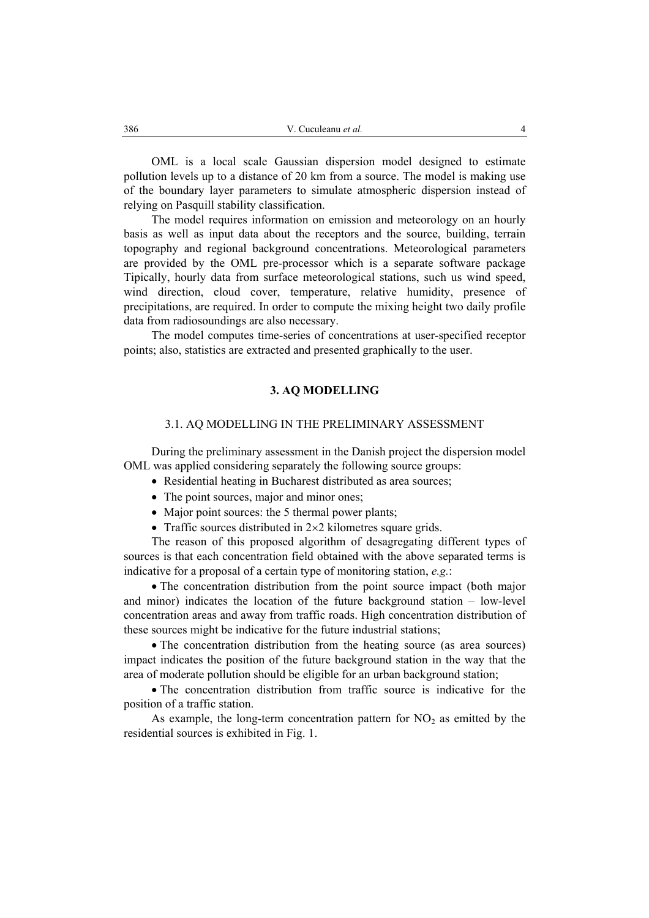OML is a local scale Gaussian dispersion model designed to estimate pollution levels up to a distance of 20 km from a source. The model is making use of the boundary layer parameters to simulate atmospheric dispersion instead of relying on Pasquill stability classification.

The model requires information on emission and meteorology on an hourly basis as well as input data about the receptors and the source, building, terrain topography and regional background concentrations. Meteorological parameters are provided by the OML pre-processor which is a separate software package Tipically, hourly data from surface meteorological stations, such us wind speed, wind direction, cloud cover, temperature, relative humidity, presence of precipitations, are required. In order to compute the mixing height two daily profile data from radiosoundings are also necessary.

The model computes time-series of concentrations at user-specified receptor points; also, statistics are extracted and presented graphically to the user.

## 3. AQ MODELLING

### 3.1. AQ MODELLING IN THE PRELIMINARY ASSESSMENT

During the preliminary assessment in the Danish project the dispersion model OML was applied considering separately the following source groups:

- Residential heating in Bucharest distributed as area sources;
- The point sources, major and minor ones;
- Major point sources: the 5 thermal power plants;
- Traffic sources distributed in 2×2 kilometres square grids.

The reason of this proposed algorithm of desagregating different types of sources is that each concentration field obtained with the above separated terms is indicative for a proposal of a certain type of monitoring station, *e.g.*:

- The concentration distribution from the point source impact (both major and minor) indicates the location of the future background station – low-level concentration areas and away from traffic roads. High concentration distribution of these sources might be indicative for the future industrial stations;
- The concentration distribution from the heating source (as area sources) impact indicates the position of the future background station in the way that the area of moderate pollution should be eligible for an urban background station;
- The concentration distribution from traffic source is indicative for the position of a traffic station.

As example, the long-term concentration pattern for $NO_2$ as emitted by the residential sources is exhibited in Fig. 1.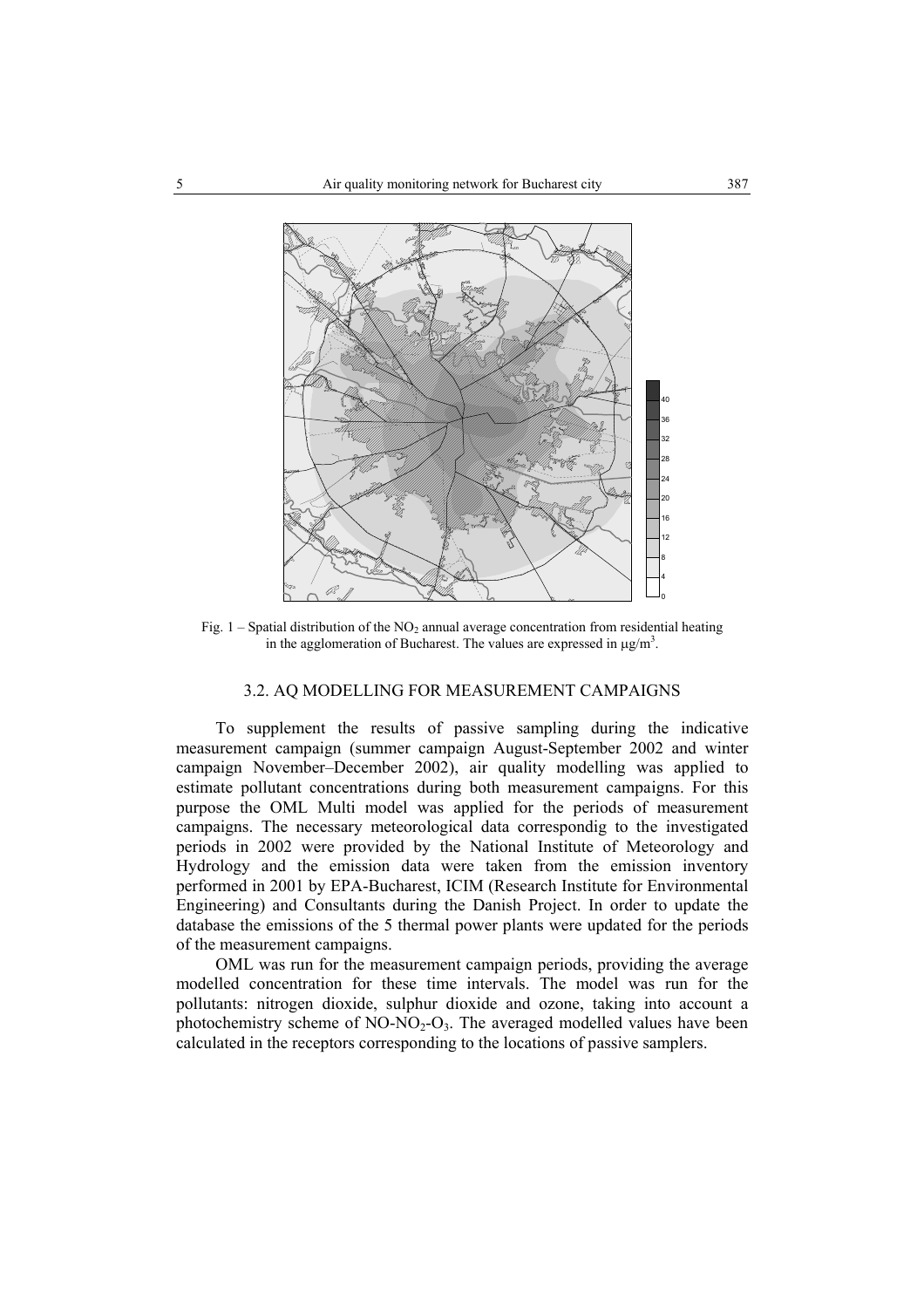Fig. 1 – Spatial distribution of the $NO_2$ annual average concentration from residential heating in the agglomeration of Bucharest. The values are expressed in $\mu g/m^3$.

### 3.2. AQ MODELLING FOR MEASUREMENT CAMPAIGNS

To supplement the results of passive sampling during the indicative measurement campaign (summer campaign August-September 2002 and winter campaign November–December 2002), air quality modelling was applied to estimate pollutant concentrations during both measurement campaigns. For this purpose the OML Multi model was applied for the periods of measurement campaigns. The necessary meteorological data correspondig to the investigated periods in 2002 were provided by the National Institute of Meteorology and Hydrology and the emission data were taken from the emission inventory performed in 2001 by EPA-Bucharest, ICIM (Research Institute for Environmental Engineering) and Consultants during the Danish Project. In order to update the database the emissions of the 5 thermal power plants were updated for the periods of the measurement campaigns.

OML was run for the measurement campaign periods, providing the average modelled concentration for these time intervals. The model was run for the pollutants: nitrogen dioxide, sulphur dioxide and ozone, taking into account a photochemistry scheme of $NO$-$NO_2$-$O_3$. The averaged modelled values have been calculated in the receptors corresponding to the locations of passive samplers.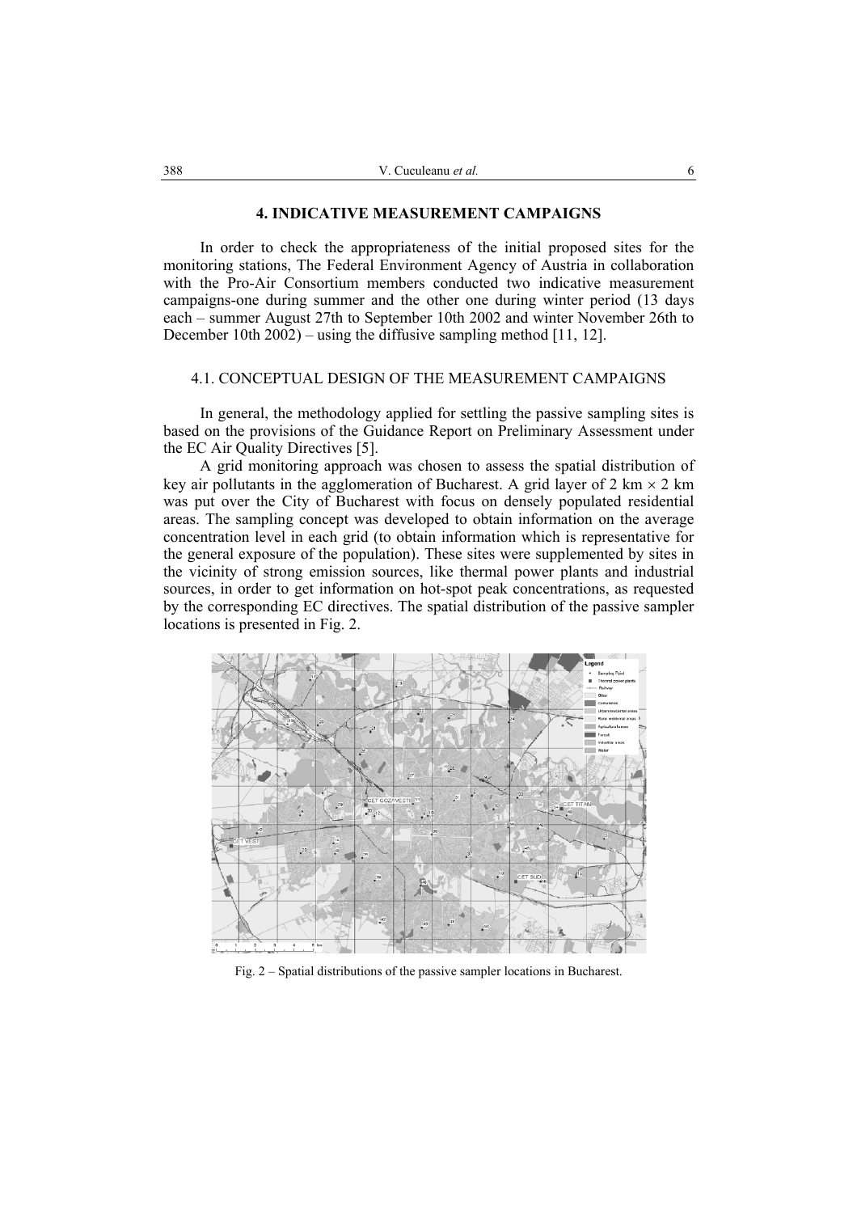## 4. INDICATIVE MEASUREMENT CAMPAIGNS

In order to check the appropriateness of the initial proposed sites for the monitoring stations, The Federal Environment Agency of Austria in collaboration with the Pro-Air Consortium members conducted two indicative measurement campaigns-one during summer and the other one during winter period (13 days each – summer August 27th to September 10th 2002 and winter November 26th to December 10th 2002) – using the diffusive sampling method [11, 12].

### 4.1. CONCEPTUAL DESIGN OF THE MEASUREMENT CAMPAIGNS

In general, the methodology applied for settling the passive sampling sites is based on the provisions of the Guidance Report on Preliminary Assessment under the EC Air Quality Directives [5].

A grid monitoring approach was chosen to assess the spatial distribution of key air pollutants in the agglomeration of Bucharest. A grid layer of 2 km $\times$ 2 km was put over the City of Bucharest with focus on densely populated residential areas. The sampling concept was developed to obtain information on the average concentration level in each grid (to obtain information which is representative for the general exposure of the population). These sites were supplemented by sites in the vicinity of strong emission sources, like thermal power plants and industrial sources, in order to get information on hot-spot peak concentrations, as requested by the corresponding EC directives. The spatial distribution of the passive sampler locations is presented in Fig. 2.

Fig. 2 – Spatial distributions of the passive sampler locations in Bucharest.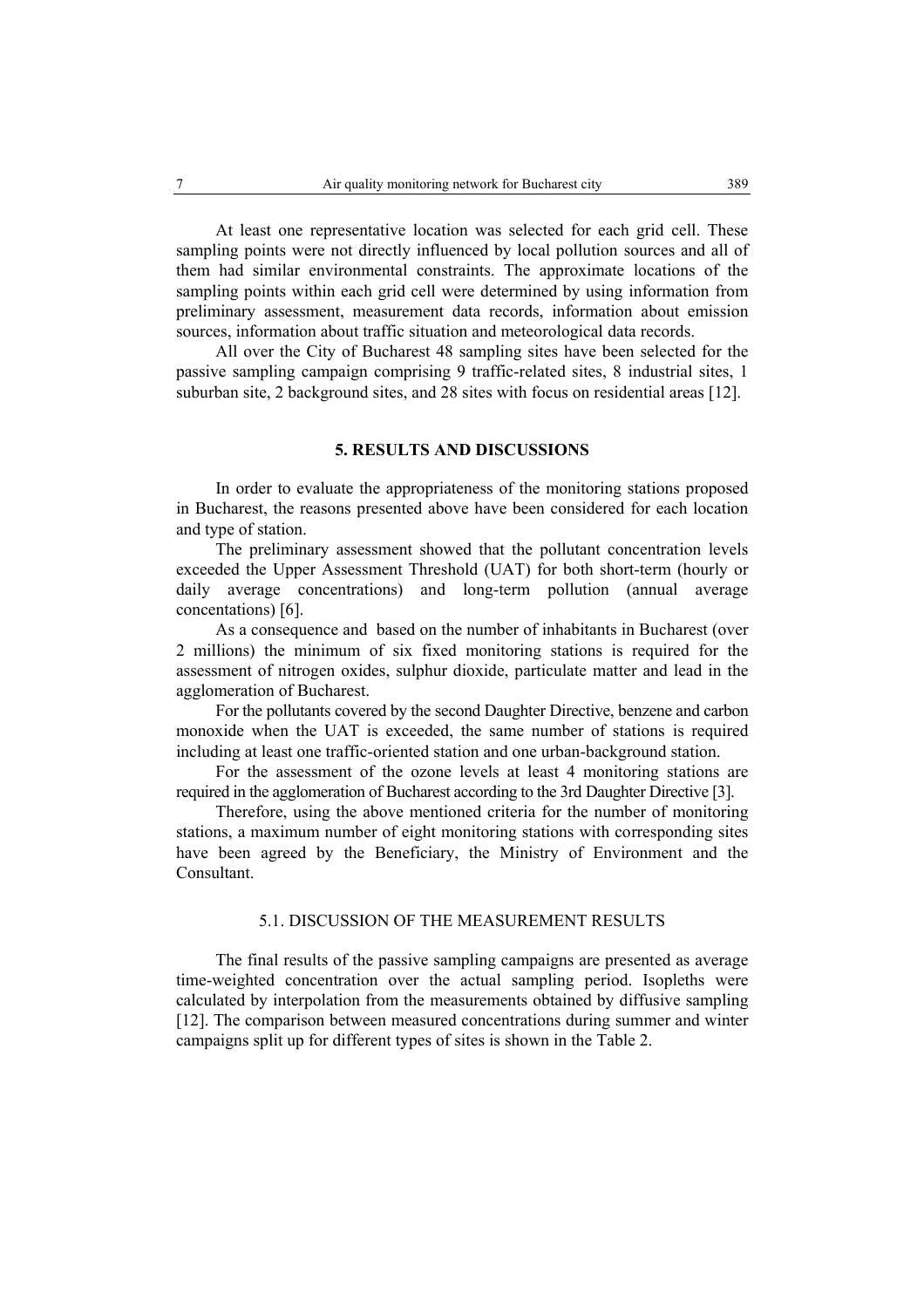At least one representative location was selected for each grid cell. These sampling points were not directly influenced by local pollution sources and all of them had similar environmental constraints. The approximate locations of the sampling points within each grid cell were determined by using information from preliminary assessment, measurement data records, information about emission sources, information about traffic situation and meteorological data records.

All over the City of Bucharest 48 sampling sites have been selected for the passive sampling campaign comprising 9 traffic-related sites, 8 industrial sites, 1 suburban site, 2 background sites, and 28 sites with focus on residential areas [12].

## 5. RESULTS AND DISCUSSIONS

In order to evaluate the appropriateness of the monitoring stations proposed in Bucharest, the reasons presented above have been considered for each location and type of station.

The preliminary assessment showed that the pollutant concentration levels exceeded the Upper Assessment Threshold (UAT) for both short-term (hourly or daily average concentrations) and long-term pollution (annual average concentations) [6].

As a consequence and based on the number of inhabitants in Bucharest (over 2 millions) the minimum of six fixed monitoring stations is required for the assessment of nitrogen oxides, sulphur dioxide, particulate matter and lead in the agglomeration of Bucharest.

For the pollutants covered by the second Daughter Directive, benzene and carbon monoxide when the UAT is exceeded, the same number of stations is required including at least one traffic-oriented station and one urban-background station.

For the assessment of the ozone levels at least 4 monitoring stations are required in the agglomeration of Bucharest according to the 3rd Daughter Directive [3].

Therefore, using the above mentioned criteria for the number of monitoring stations, a maximum number of eight monitoring stations with corresponding sites have been agreed by the Beneficiary, the Ministry of Environment and the Consultant.

### 5.1. DISCUSSION OF THE MEASUREMENT RESULTS

The final results of the passive sampling campaigns are presented as average time-weighted concentration over the actual sampling period. Isopleths were calculated by interpolation from the measurements obtained by diffusive sampling [12]. The comparison between measured concentrations during summer and winter campaigns split up for different types of sites is shown in the Table 2.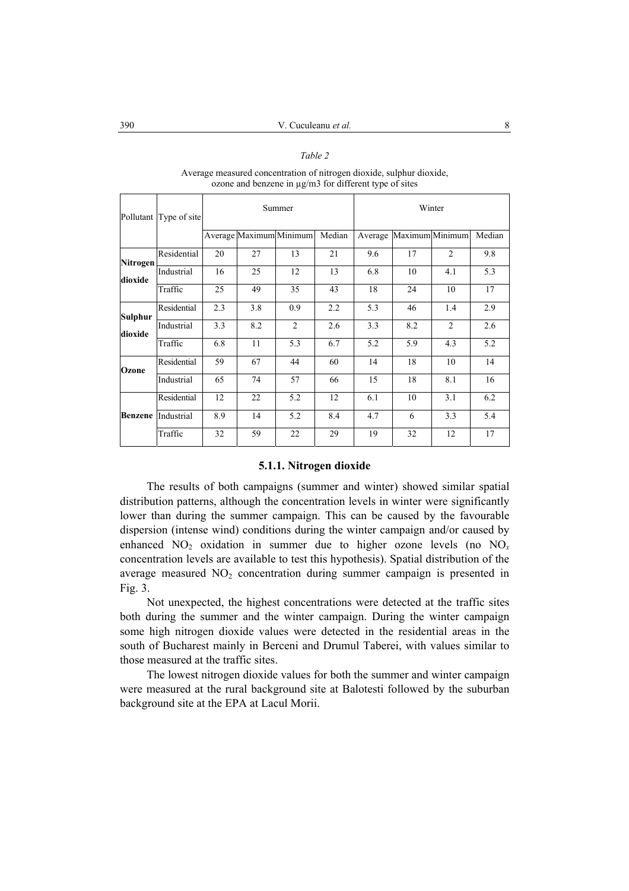*Table 2*

Average measured concentration of nitrogen dioxide, sulphur dioxide, ozone and benzene in µg/m3 for different type of sites

| Pollutant | Type of site | Summer | | | | Winter | | | |
|---|---|---|---|---|---|---|---|---|---|
| | | Average | Maximum | Minimum | Median | Average | Maximum | Minimum | Median |
| **Nitrogen dioxide** | Residential | 20 | 27 | 13 | 21 | 9.6 | 17 | 2 | 9.8 |
| | Industrial | 16 | 25 | 12 | 13 | 6.8 | 10 | 4.1 | 5.3 |
| | Traffic | 25 | 49 | 35 | 43 | 18 | 24 | 10 | 17 |
| **Sulphur dioxide** | Residential | 2.3 | 3.8 | 0.9 | 2.2 | 5.3 | 46 | 1.4 | 2.9 |
| | Industrial | 3.3 | 8.2 | 2 | 2.6 | 3.3 | 8.2 | 2 | 2.6 |
| | Traffic | 6.8 | 11 | 5.3 | 6.7 | 5.2 | 5.9 | 4.3 | 5.2 |
| **Ozone** | Residential | 59 | 67 | 44 | 60 | 14 | 18 | 10 | 14 |
| | Industrial | 65 | 74 | 57 | 66 | 15 | 18 | 8.1 | 16 |
| **Benzene** | Residential | 12 | 22 | 5.2 | 12 | 6.1 | 10 | 3.1 | 6.2 |
| | Industrial | 8.9 | 14 | 5.2 | 8.4 | 4.7 | 6 | 3.3 | 5.4 |
| | Traffic | 32 | 59 | 22 | 29 | 19 | 32 | 12 | 17 |

#### 5.1.1. Nitrogen dioxide

The results of both campaigns (summer and winter) showed similar spatial distribution patterns, although the concentration levels in winter were significantly lower than during the summer campaign. This can be caused by the favourable dispersion (intense wind) conditions during the winter campaign and/or caused by enhanced $NO_2$ oxidation in summer due to higher ozone levels (no $NO_x$ concentration levels are available to test this hypothesis). Spatial distribution of the average measured $NO_2$ concentration during summer campaign is presented in Fig. 3.

Not unexpected, the highest concentrations were detected at the traffic sites both during the summer and the winter campaign. During the winter campaign some high nitrogen dioxide values were detected in the residential areas in the south of Bucharest mainly in Berceni and Drumul Taberei, with values similar to those measured at the traffic sites.

The lowest nitrogen dioxide values for both the summer and winter campaign were measured at the rural background site at Balotesti followed by the suburban background site at the EPA at Lacul Morii.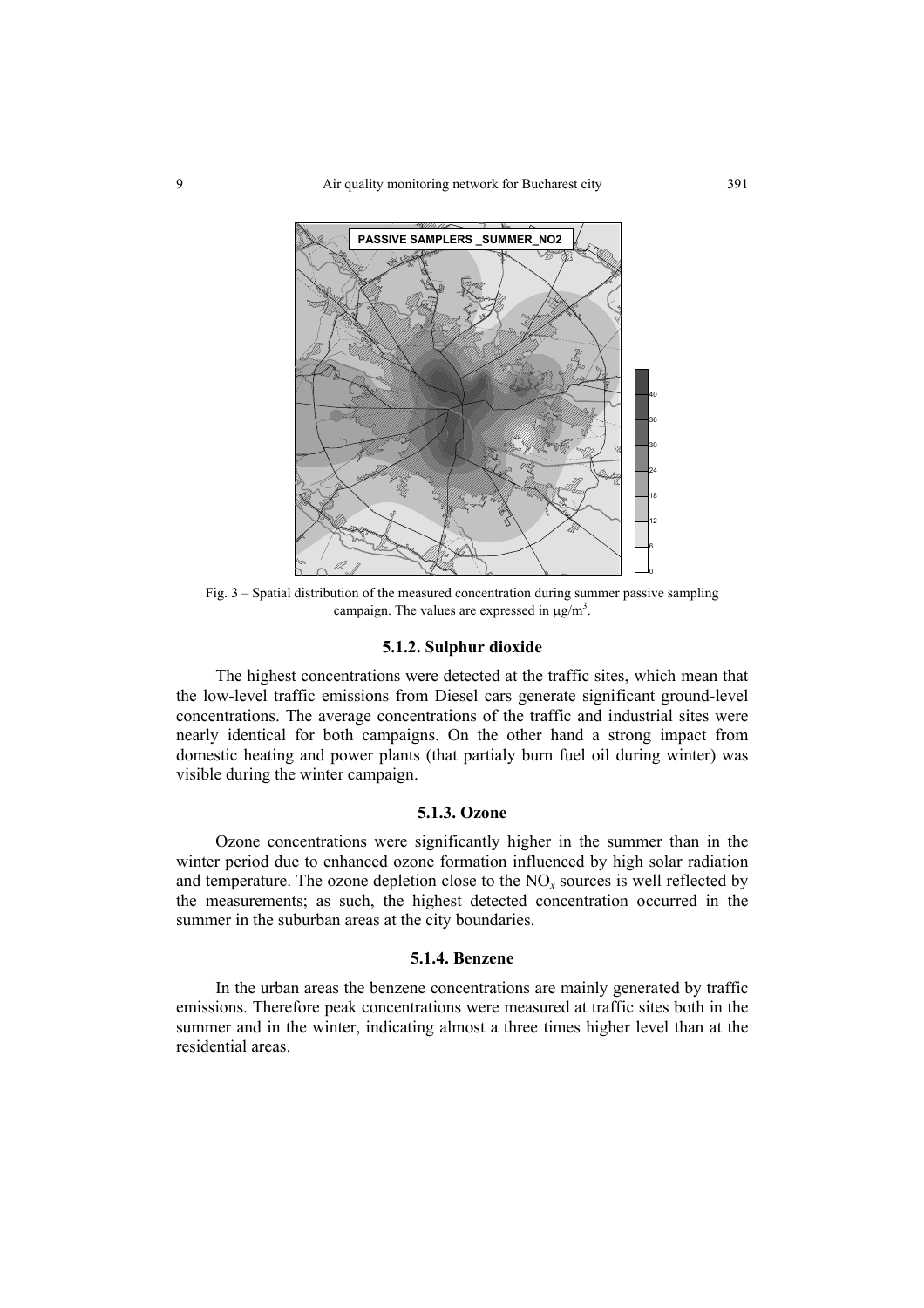Fig. 3 – Spatial distribution of the measured concentration during summer passive sampling campaign. The values are expressed in μg/m$^3$.

### 5.1.2. Sulphur dioxide

The highest concentrations were detected at the traffic sites, which mean that the low-level traffic emissions from Diesel cars generate significant ground-level concentrations. The average concentrations of the traffic and industrial sites were nearly identical for both campaigns. On the other hand a strong impact from domestic heating and power plants (that partialy burn fuel oil during winter) was visible during the winter campaign.

### 5.1.3. Ozone

Ozone concentrations were significantly higher in the summer than in the winter period due to enhanced ozone formation influenced by high solar radiation and temperature. The ozone depletion close to the $NO_x$ sources is well reflected by the measurements; as such, the highest detected concentration occurred in the summer in the suburban areas at the city boundaries.

### 5.1.4. Benzene

In the urban areas the benzene concentrations are mainly generated by traffic emissions. Therefore peak concentrations were measured at traffic sites both in the summer and in the winter, indicating almost a three times higher level than at the residential areas.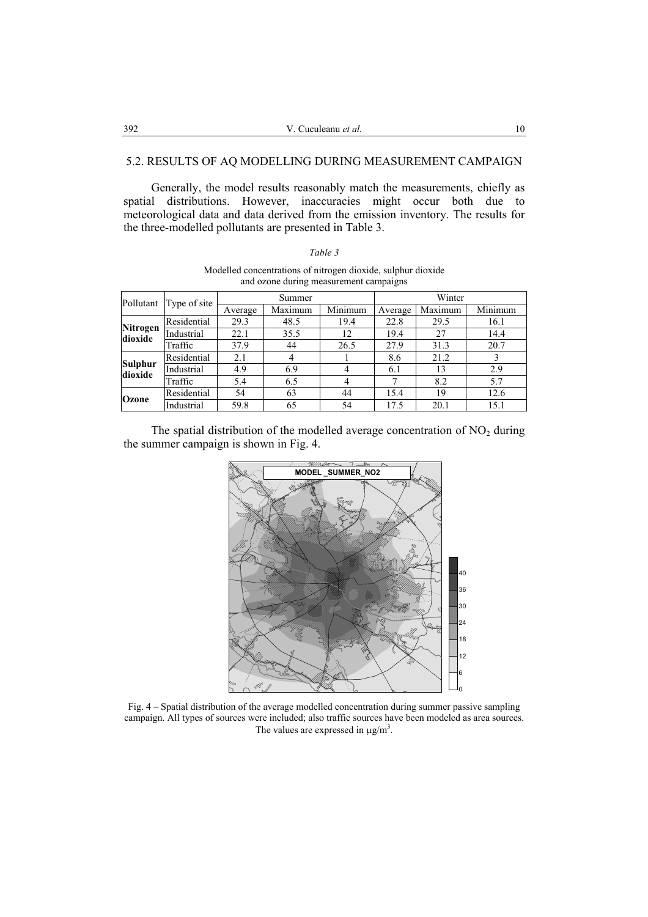## 5.2. RESULTS OF AQ MODELLING DURING MEASUREMENT CAMPAIGN

Generally, the model results reasonably match the measurements, chiefly as spatial distributions. However, inaccuracies might occur both due to meteorological data and data derived from the emission inventory. The results for the three-modelled pollutants are presented in Table 3.

*Table 3*

Modelled concentrations of nitrogen dioxide, sulphur dioxide and ozone during measurement campaigns

| Pollutant | Type of site | Summer | | | Winter | | |
|---|---|---|---|---|---|---|---|
| | | Average | Maximum | Minimum | Average | Maximum | Minimum |
| **Nitrogen dioxide** | Residential | 29.3 | 48.5 | 19.4 | 22.8 | 29.5 | 16.1 |
| | Industrial | 22.1 | 35.5 | 12 | 19.4 | 27 | 14.4 |
| | Traffic | 37.9 | 44 | 26.5 | 27.9 | 31.3 | 20.7 |
| **Sulphur dioxide** | Residential | 2.1 | 4 | 1 | 8.6 | 21.2 | 3 |
| | Industrial | 4.9 | 6.9 | 4 | 6.1 | 13 | 2.9 |
| | Traffic | 5.4 | 6.5 | 4 | 7 | 8.2 | 5.7 |
| **Ozone** | Residential | 54 | 63 | 44 | 15.4 | 19 | 12.6 |
| | Industrial | 59.8 | 65 | 54 | 17.5 | 20.1 | 15.1 |

The spatial distribution of the modelled average concentration of $NO_2$ during the summer campaign is shown in Fig. 4.

Fig. 4 – Spatial distribution of the average modelled concentration during summer passive sampling campaign. All types of sources were included; also traffic sources have been modeled as area sources. The values are expressed in $\mu g/m^3$.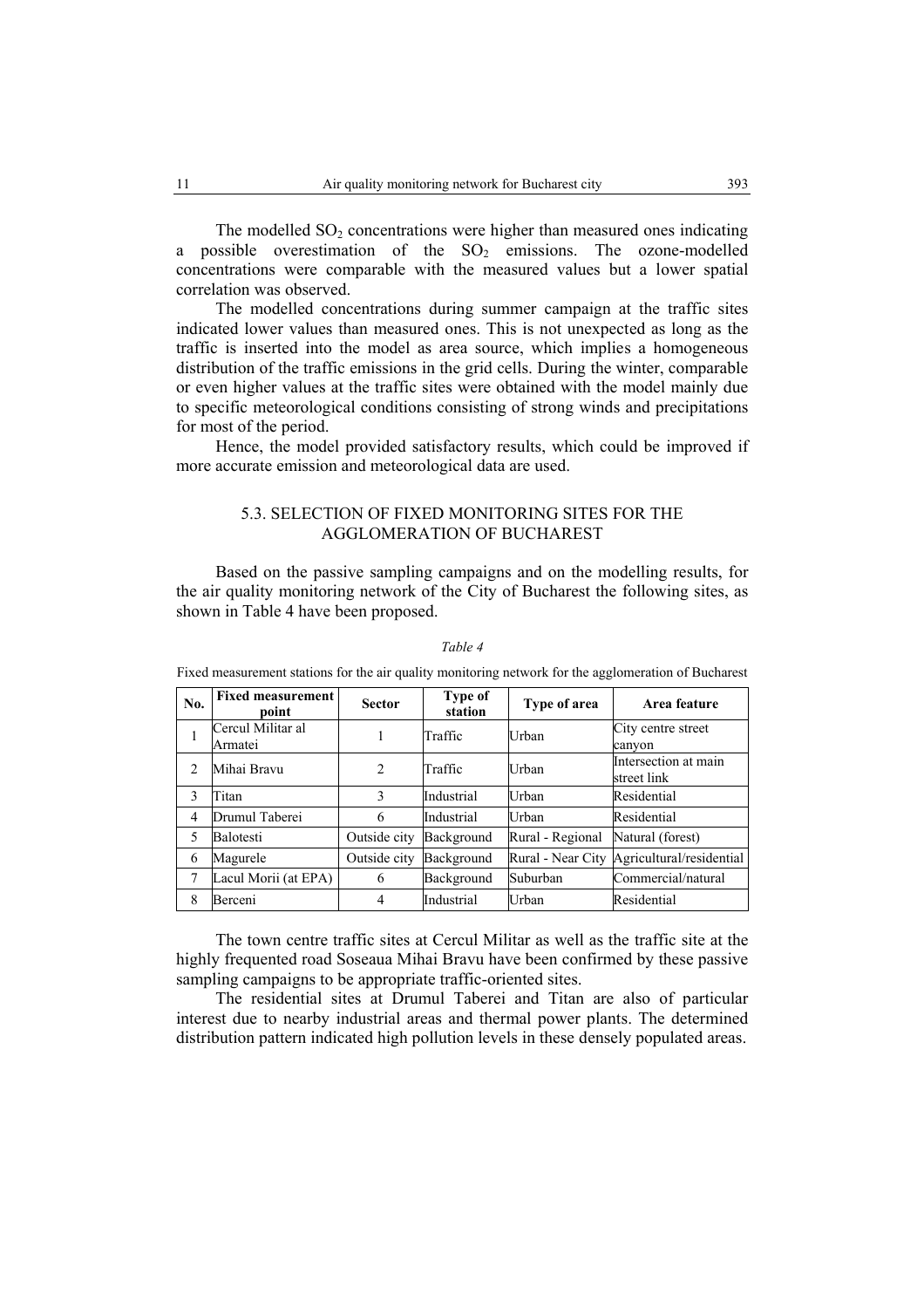The modelled $SO_2$ concentrations were higher than measured ones indicating a possible overestimation of the $SO_2$ emissions. The ozone-modelled concentrations were comparable with the measured values but a lower spatial correlation was observed.

The modelled concentrations during summer campaign at the traffic sites indicated lower values than measured ones. This is not unexpected as long as the traffic is inserted into the model as area source, which implies a homogeneous distribution of the traffic emissions in the grid cells. During the winter, comparable or even higher values at the traffic sites were obtained with the model mainly due to specific meteorological conditions consisting of strong winds and precipitations for most of the period.

Hence, the model provided satisfactory results, which could be improved if more accurate emission and meteorological data are used.

### 5.3. SELECTION OF FIXED MONITORING SITES FOR THE AGGLOMERATION OF BUCHAREST

Based on the passive sampling campaigns and on the modelling results, for the air quality monitoring network of the City of Bucharest the following sites, as shown in Table 4 have been proposed.

*Table 4*

Fixed measurement stations for the air quality monitoring network for the agglomeration of Bucharest

| No. | Fixed measurement point | Sector | Type of station | Type of area | Area feature |
|---|---|---|---|---|---|
| 1 | Cercul Militar al Armatei | 1 | Traffic | Urban | City centre street canyon |
| 2 | Mihai Bravu | 2 | Traffic | Urban | Intersection at main street link |
| 3 | Titan | 3 | Industrial | Urban | Residential |
| 4 | Drumul Taberei | 6 | Industrial | Urban | Residential |
| 5 | Balotesti | Outside city | Background | Rural - Regional | Natural (forest) |
| 6 | Magurele | Outside city | Background | Rural - Near City | Agricultural/residential |
| 7 | Lacul Morii (at EPA) | 6 | Background | Suburban | Commercial/natural |
| 8 | Berceni | 4 | Industrial | Urban | Residential |

The town centre traffic sites at Cercul Militar as well as the traffic site at the highly frequented road Soseaua Mihai Bravu have been confirmed by these passive sampling campaigns to be appropriate traffic-oriented sites.

The residential sites at Drumul Taberei and Titan are also of particular interest due to nearby industrial areas and thermal power plants. The determined distribution pattern indicated high pollution levels in these densely populated areas.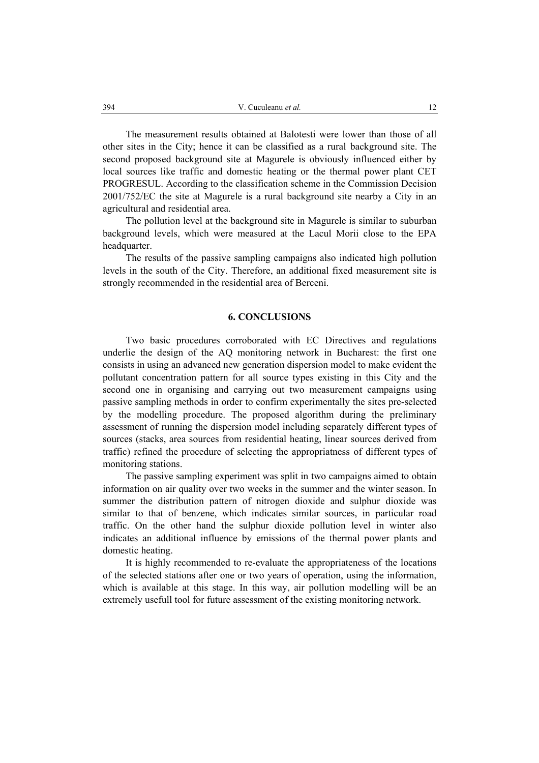The measurement results obtained at Balotesti were lower than those of all other sites in the City; hence it can be classified as a rural background site. The second proposed background site at Magurele is obviously influenced either by local sources like traffic and domestic heating or the thermal power plant CET PROGRESUL. According to the classification scheme in the Commission Decision 2001/752/EC the site at Magurele is a rural background site nearby a City in an agricultural and residential area.

The pollution level at the background site in Magurele is similar to suburban background levels, which were measured at the Lacul Morii close to the EPA headquarter.

The results of the passive sampling campaigns also indicated high pollution levels in the south of the City. Therefore, an additional fixed measurement site is strongly recommended in the residential area of Berceni.

## 6. CONCLUSIONS

Two basic procedures corroborated with EC Directives and regulations underlie the design of the AQ monitoring network in Bucharest: the first one consists in using an advanced new generation dispersion model to make evident the pollutant concentration pattern for all source types existing in this City and the second one in organising and carrying out two measurement campaigns using passive sampling methods in order to confirm experimentally the sites pre-selected by the modelling procedure. The proposed algorithm during the preliminary assessment of running the dispersion model including separately different types of sources (stacks, area sources from residential heating, linear sources derived from traffic) refined the procedure of selecting the appropriatness of different types of monitoring stations.

The passive sampling experiment was split in two campaigns aimed to obtain information on air quality over two weeks in the summer and the winter season. In summer the distribution pattern of nitrogen dioxide and sulphur dioxide was similar to that of benzene, which indicates similar sources, in particular road traffic. On the other hand the sulphur dioxide pollution level in winter also indicates an additional influence by emissions of the thermal power plants and domestic heating.

It is highly recommended to re-evaluate the appropriateness of the locations of the selected stations after one or two years of operation, using the information, which is available at this stage. In this way, air pollution modelling will be an extremely usefull tool for future assessment of the existing monitoring network.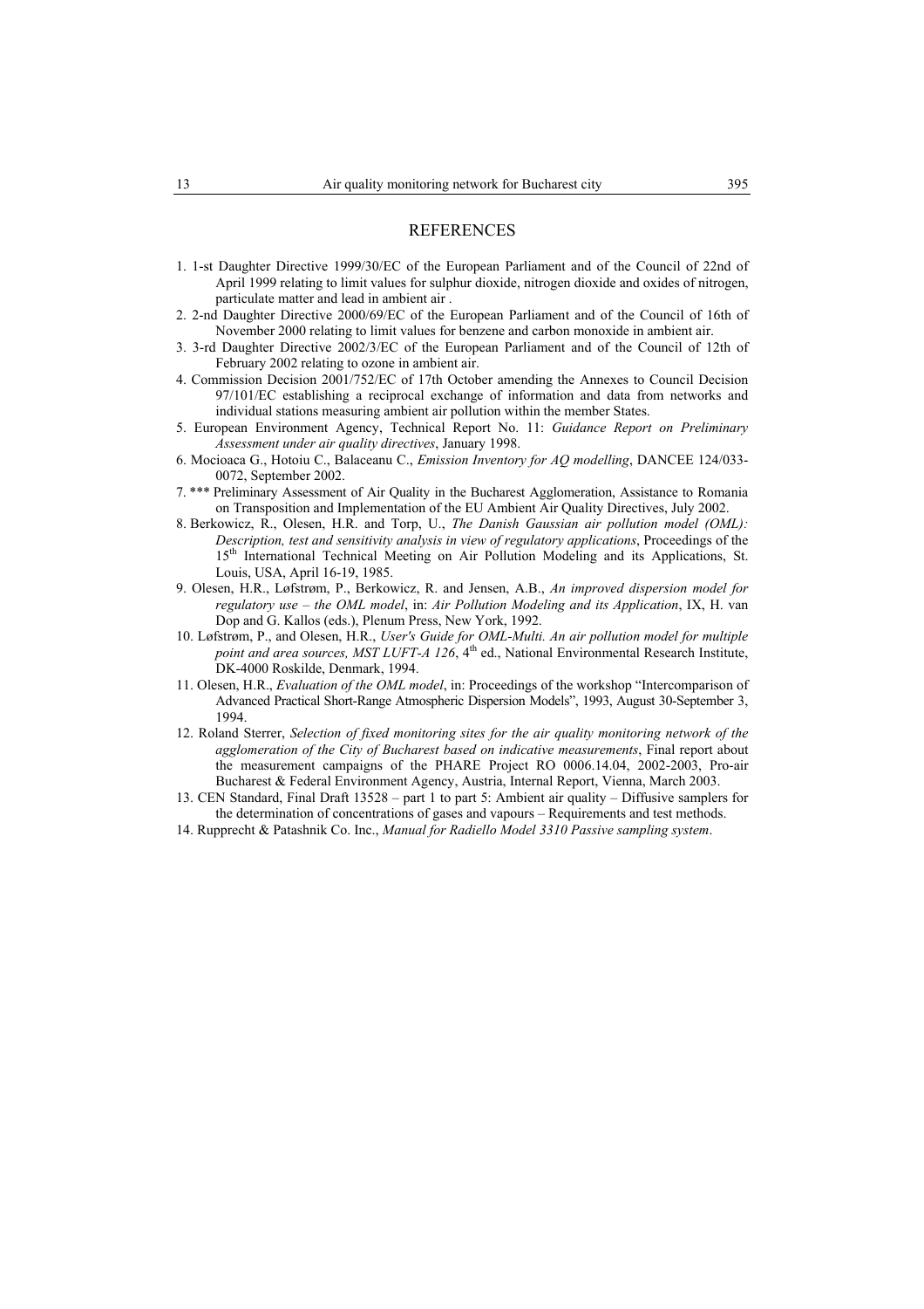## REFERENCES

1. 1-st Daughter Directive 1999/30/EC of the European Parliament and of the Council of 22nd of April 1999 relating to limit values for sulphur dioxide, nitrogen dioxide and oxides of nitrogen, particulate matter and lead in ambient air .
2. 2-nd Daughter Directive 2000/69/EC of the European Parliament and of the Council of 16th of November 2000 relating to limit values for benzene and carbon monoxide in ambient air.
3. 3-rd Daughter Directive 2002/3/EC of the European Parliament and of the Council of 12th of February 2002 relating to ozone in ambient air.
4. Commission Decision 2001/752/EC of 17th October amending the Annexes to Council Decision 97/101/EC establishing a reciprocal exchange of information and data from networks and individual stations measuring ambient air pollution within the member States.
5. European Environment Agency, Technical Report No. 11: *Guidance Report on Preliminary Assessment under air quality directives*, January 1998.
6. Mocioaca G., Hotoiu C., Balaceanu C., *Emission Inventory for AQ modelling*, DANCEE 124/033-0072, September 2002.
7. *** Preliminary Assessment of Air Quality in the Bucharest Agglomeration, Assistance to Romania on Transposition and Implementation of the EU Ambient Air Quality Directives, July 2002.
8. Berkowicz, R., Olesen, H.R. and Torp, U., *The Danish Gaussian air pollution model (OML): Description, test and sensitivity analysis in view of regulatory applications*, Proceedings of the 15th International Technical Meeting on Air Pollution Modeling and its Applications, St. Louis, USA, April 16-19, 1985.
9. Olesen, H.R., Løfstrøm, P., Berkowicz, R. and Jensen, A.B., *An improved dispersion model for regulatory use – the OML model*, in: *Air Pollution Modeling and its Application*, IX, H. van Dop and G. Kallos (eds.), Plenum Press, New York, 1992.
10. Løfstrøm, P., and Olesen, H.R., *User's Guide for OML-Multi. An air pollution model for multiple point and area sources, MST LUFT-A 126*, 4th ed., National Environmental Research Institute, DK-4000 Roskilde, Denmark, 1994.
11. Olesen, H.R., *Evaluation of the OML model*, in: Proceedings of the workshop "Intercomparison of Advanced Practical Short-Range Atmospheric Dispersion Models", 1993, August 30-September 3, 1994.
12. Roland Sterrer, *Selection of fixed monitoring sites for the air quality monitoring network of the agglomeration of the City of Bucharest based on indicative measurements*, Final report about the measurement campaigns of the PHARE Project RO 0006.14.04, 2002-2003, Pro-air Bucharest & Federal Environment Agency, Austria, Internal Report, Vienna, March 2003.
13. CEN Standard, Final Draft 13528 – part 1 to part 5: Ambient air quality – Diffusive samplers for the determination of concentrations of gases and vapours – Requirements and test methods.
14. Rupprecht & Patashnik Co. Inc., *Manual for Radiello Model 3310 Passive sampling system*.